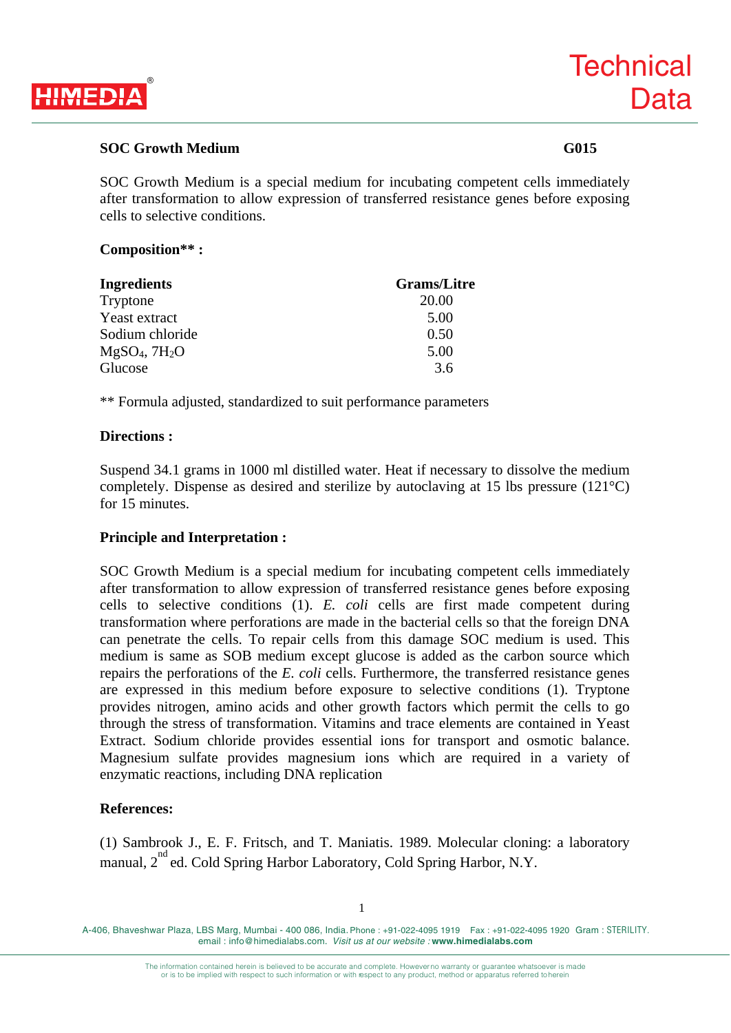**HIMEDIA**®

# Technical Data

## SOC Growth Medium G015

SOC Growth Medium is a special medium for incubating competent cells immediately after transformation to allow expression of transferred resistance genes before exposing cells to selective conditions.

### Composition** :

| Ingredients | Grams/Litre |
|---|---|
| Tryptone | 20.00 |
| Yeast extract | 5.00 |
| Sodium chloride | 0.50 |
| $MgSO_4$, $7H_2O$ | 5.00 |
| Glucose | 3.6 |

** Formula adjusted, standardized to suit performance parameters

### Directions :

Suspend 34.1 grams in 1000 ml distilled water. Heat if necessary to dissolve the medium completely. Dispense as desired and sterilize by autoclaving at 15 lbs pressure (121°C) for 15 minutes.

### Principle and Interpretation :

SOC Growth Medium is a special medium for incubating competent cells immediately after transformation to allow expression of transferred resistance genes before exposing cells to selective conditions (1). *E. coli* cells are first made competent during transformation where perforations are made in the bacterial cells so that the foreign DNA can penetrate the cells. To repair cells from this damage SOC medium is used. This medium is same as SOB medium except glucose is added as the carbon source which repairs the perforations of the *E. coli* cells. Furthermore, the transferred resistance genes are expressed in this medium before exposure to selective conditions (1). Tryptone provides nitrogen, amino acids and other growth factors which permit the cells to go through the stress of transformation. Vitamins and trace elements are contained in Yeast Extract. Sodium chloride provides essential ions for transport and osmotic balance. Magnesium sulfate provides magnesium ions which are required in a variety of enzymatic reactions, including DNA replication

### References:

(1) Sambrook J., E. F. Fritsch, and T. Maniatis. 1989. Molecular cloning: a laboratory manual, 2nd ed. Cold Spring Harbor Laboratory, Cold Spring Harbor, N.Y.

A-406, Bhaveshwar Plaza, LBS Marg, Mumbai - 400 086, India. Phone : +91-022-4095 1919 Fax : +91-022-4095 1920 Gram : STERILITY.
email : info@himedialabs.com. *Visit us at our website :* **www.himedialabs.com**

The information contained herein is believed to be accurate and complete. However no warranty or guarantee whatsoever is made or is to be implied with respect to such information or with respect to any product, method or apparatus referred to herein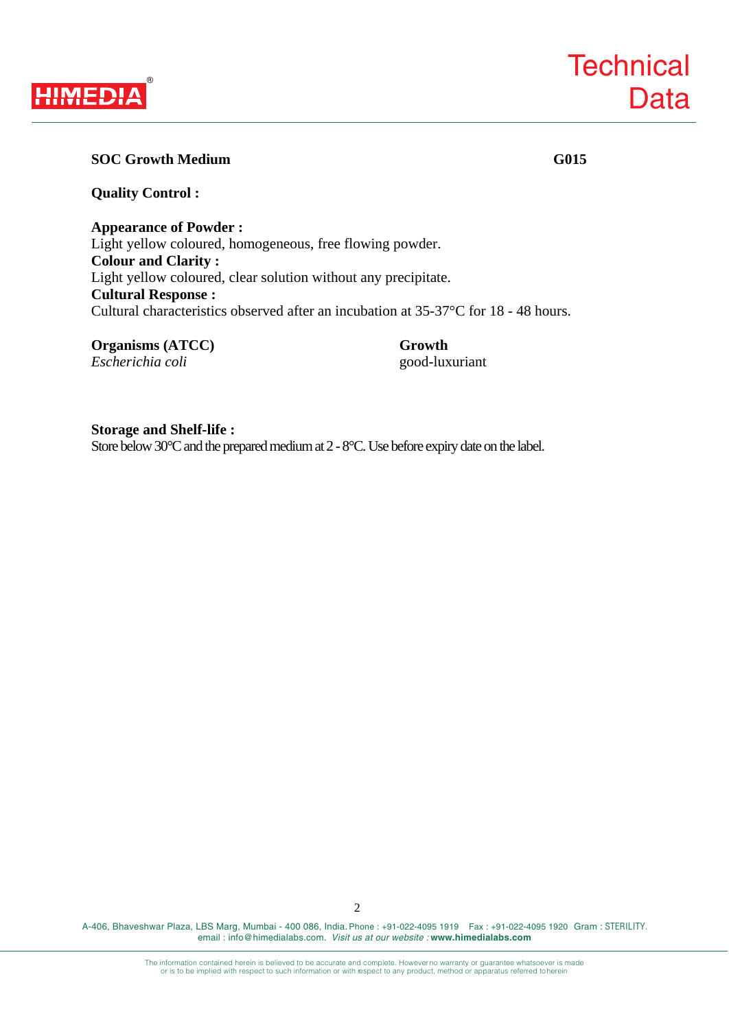**SOC Growth Medium** **G015**

**Quality Control :**

**Appearance of Powder :**
Light yellow coloured, homogeneous, free flowing powder.

**Colour and Clarity :**
Light yellow coloured, clear solution without any precipitate.

**Cultural Response :**
Cultural characteristics observed after an incubation at 35-37°C for 18 - 48 hours.

| **Organisms (ATCC)** | **Growth** |
|---|---|
| *Escherichia coli* | good-luxuriant |

**Storage and Shelf-life :**
Store below 30°C and the prepared medium at 2 - 8°C. Use before expiry date on the label.